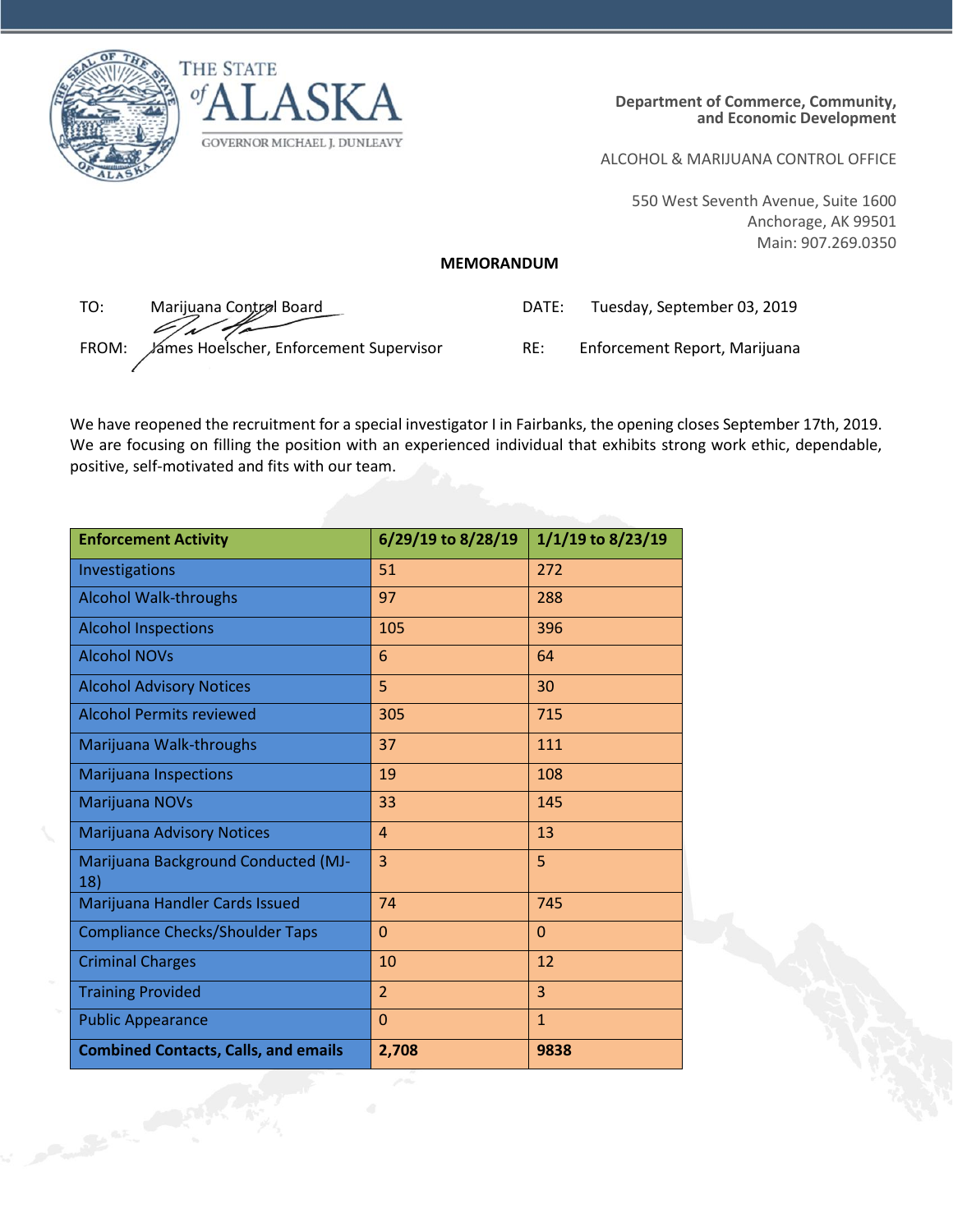THE STATE of ALASKA

GOVERNOR MICHAEL J. DUNLEAVY

**Department of Commerce, Community, and Economic Development**

ALCOHOL & MARIJUANA CONTROL OFFICE

550 West Seventh Avenue, Suite 1600
Anchorage, AK 99501
Main: 907.269.0350

**MEMORANDUM**

TO: Marijuana Control Board

DATE: Tuesday, September 03, 2019

FROM: James Hoelscher, Enforcement Supervisor

RE: Enforcement Report, Marijuana

We have reopened the recruitment for a special investigator I in Fairbanks, the opening closes September 17th, 2019. We are focusing on filling the position with an experienced individual that exhibits strong work ethic, dependable, positive, self-motivated and fits with our team.

| Enforcement Activity | 6/29/19 to 8/28/19 | 1/1/19 to 8/23/19 |
|---|---|---|
| Investigations | 51 | 272 |
| Alcohol Walk-throughs | 97 | 288 |
| Alcohol Inspections | 105 | 396 |
| Alcohol NOVs | 6 | 64 |
| Alcohol Advisory Notices | 5 | 30 |
| Alcohol Permits reviewed | 305 | 715 |
| Marijuana Walk-throughs | 37 | 111 |
| Marijuana Inspections | 19 | 108 |
| Marijuana NOVs | 33 | 145 |
| Marijuana Advisory Notices | 4 | 13 |
| Marijuana Background Conducted (MJ-18) | 3 | 5 |
| Marijuana Handler Cards Issued | 74 | 745 |
| Compliance Checks/Shoulder Taps | 0 | 0 |
| Criminal Charges | 10 | 12 |
| Training Provided | 2 | 3 |
| Public Appearance | 0 | 1 |
| **Combined Contacts, Calls, and emails** | **2,708** | **9838** |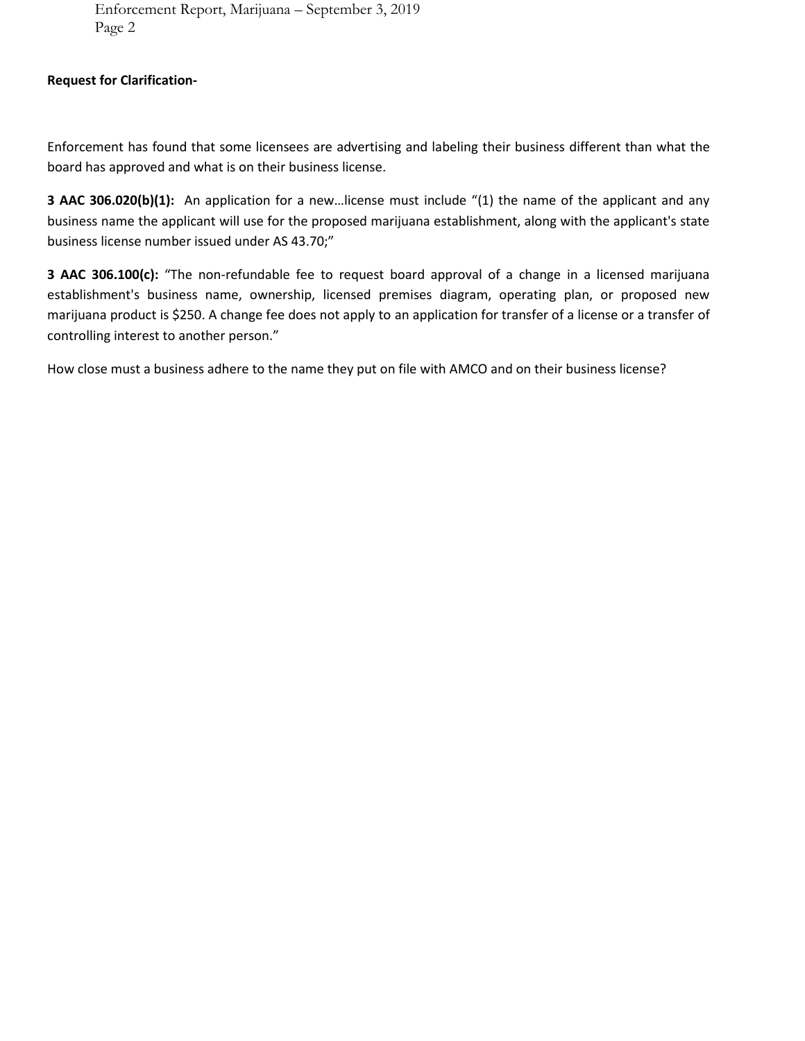**Request for Clarification-**

Enforcement has found that some licensees are advertising and labeling their business different than what the board has approved and what is on their business license.

**3 AAC 306.020(b)(1):** An application for a new…license must include “(1) the name of the applicant and any business name the applicant will use for the proposed marijuana establishment, along with the applicant's state business license number issued under AS 43.70;”

**3 AAC 306.100(c):** “The non-refundable fee to request board approval of a change in a licensed marijuana establishment's business name, ownership, licensed premises diagram, operating plan, or proposed new marijuana product is $250. A change fee does not apply to an application for transfer of a license or a transfer of controlling interest to another person.”

How close must a business adhere to the name they put on file with AMCO and on their business license?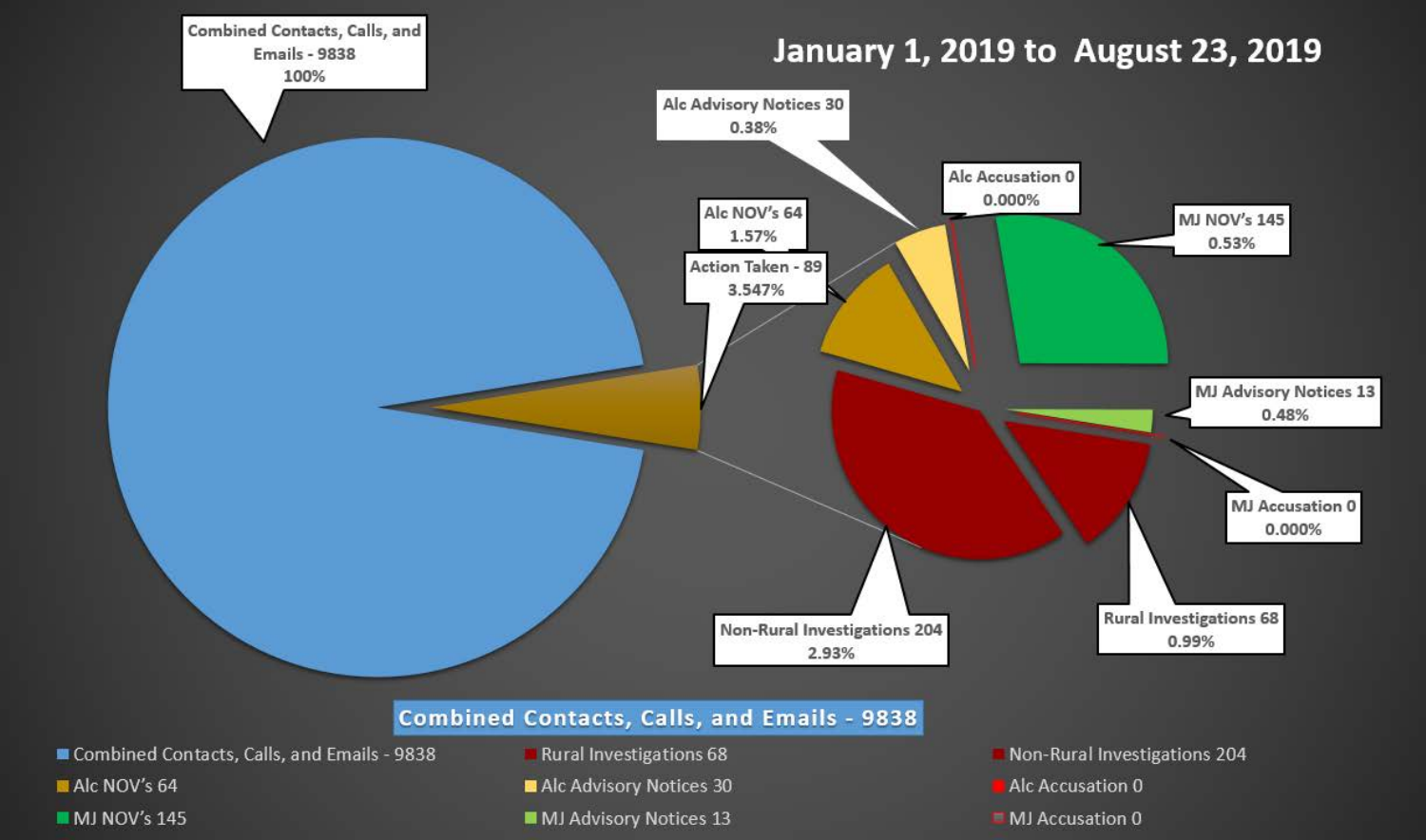# January 1, 2019 to August 23, 2019

Combined Contacts, Calls, and Emails - 9838
100%

Alc Advisory Notices 30
0.38%

Alc Accusation 0
0.000%

MJ NOV's 145
0.53%

Alc NOV's 64
1.57%

Action Taken - 89
3.547%

MJ Advisory Notices 13
0.48%

MJ Accusation 0
0.000%

Non-Rural Investigations 204
2.93%

Rural Investigations 68
0.99%

**Combined Contacts, Calls, and Emails - 9838**

- Combined Contacts, Calls, and Emails - 9838
- Alc NOV's 64
- MJ NOV's 145
- Rural Investigations 68
- Alc Advisory Notices 30
- MJ Advisory Notices 13
- Non-Rural Investigations 204
- Alc Accusation 0
- MJ Accusation 0